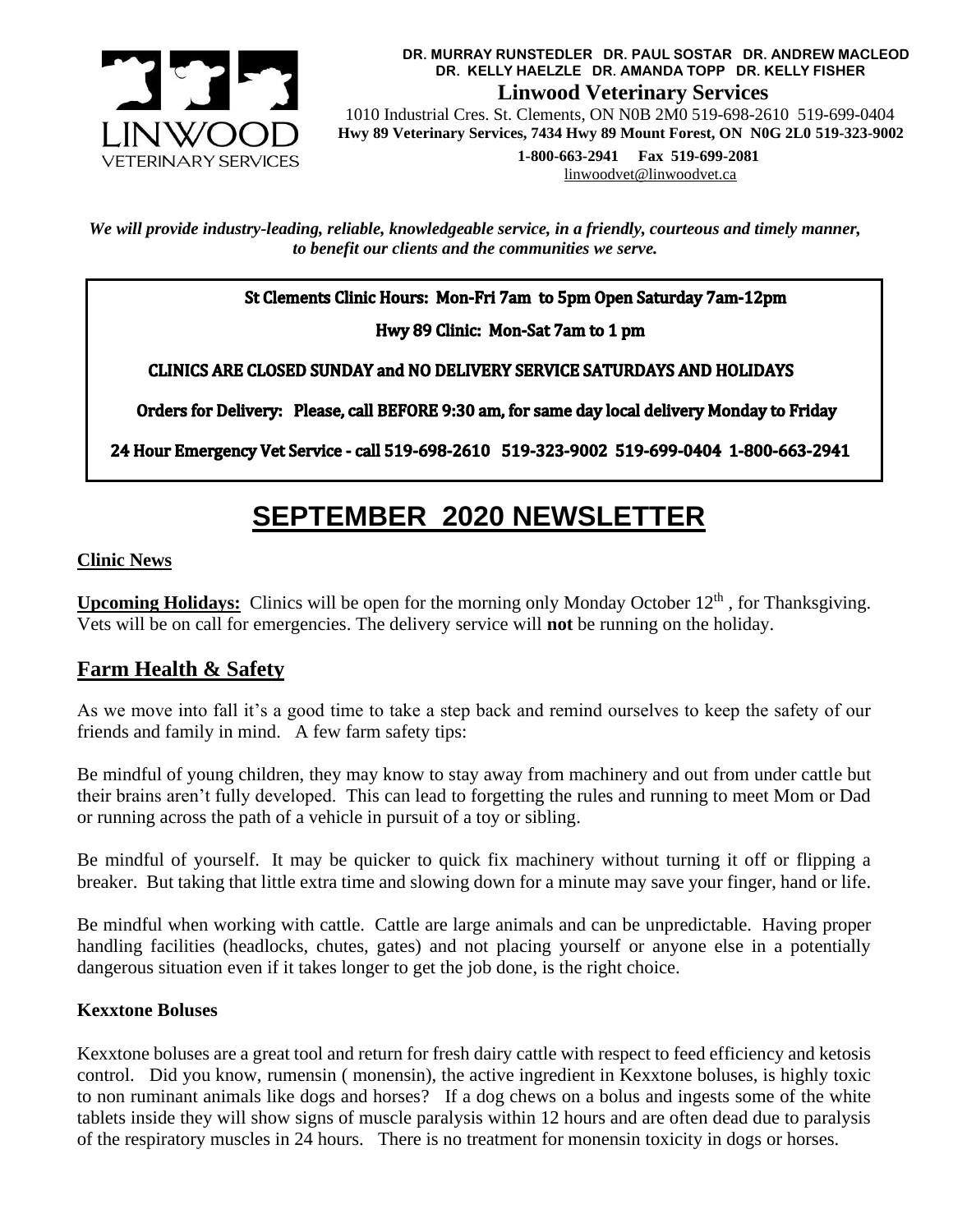**DR. MURRAY RUNSTEDLER DR. PAUL SOSTAR DR. ANDREW MACLEOD**
**DR. KELLY HAELZLE DR. AMANDA TOPP DR. KELLY FISHER**

**Linwood Veterinary Services**

1010 Industrial Cres. St. Clements, ON N0B 2M0 519-698-2610 519-699-0404
**Hwy 89 Veterinary Services, 7434 Hwy 89 Mount Forest, ON N0G 2L0 519-323-9002**
**1-800-663-2941 Fax 519-699-2081**
linwoodvet@linwoodvet.ca

***We will provide industry-leading, reliable, knowledgeable service, in a friendly, courteous and timely manner, to benefit our clients and the communities we serve.***

**St Clements Clinic Hours: Mon-Fri 7am to 5pm Open Saturday 7am-12pm**

**Hwy 89 Clinic: Mon-Sat 7am to 1 pm**

**CLINICS ARE CLOSED SUNDAY and NO DELIVERY SERVICE SATURDAYS AND HOLIDAYS**

**Orders for Delivery: Please, call BEFORE 9:30 am, for same day local delivery Monday to Friday**

**24 Hour Emergency Vet Service - call 519-698-2610 519-323-9002 519-699-0404 1-800-663-2941**

# SEPTEMBER 2020 NEWSLETTER

### Clinic News

**Upcoming Holidays:** Clinics will be open for the morning only Monday October 12th , for Thanksgiving. Vets will be on call for emergencies. The delivery service will **not** be running on the holiday.

## Farm Health & Safety

As we move into fall it's a good time to take a step back and remind ourselves to keep the safety of our friends and family in mind. A few farm safety tips:

Be mindful of young children, they may know to stay away from machinery and out from under cattle but their brains aren't fully developed. This can lead to forgetting the rules and running to meet Mom or Dad or running across the path of a vehicle in pursuit of a toy or sibling.

Be mindful of yourself. It may be quicker to quick fix machinery without turning it off or flipping a breaker. But taking that little extra time and slowing down for a minute may save your finger, hand or life.

Be mindful when working with cattle. Cattle are large animals and can be unpredictable. Having proper handling facilities (headlocks, chutes, gates) and not placing yourself or anyone else in a potentially dangerous situation even if it takes longer to get the job done, is the right choice.

### Kexxtone Boluses

Kexxtone boluses are a great tool and return for fresh dairy cattle with respect to feed efficiency and ketosis control. Did you know, rumensin ( monensin), the active ingredient in Kexxtone boluses, is highly toxic to non ruminant animals like dogs and horses? If a dog chews on a bolus and ingests some of the white tablets inside they will show signs of muscle paralysis within 12 hours and are often dead due to paralysis of the respiratory muscles in 24 hours. There is no treatment for monensin toxicity in dogs or horses.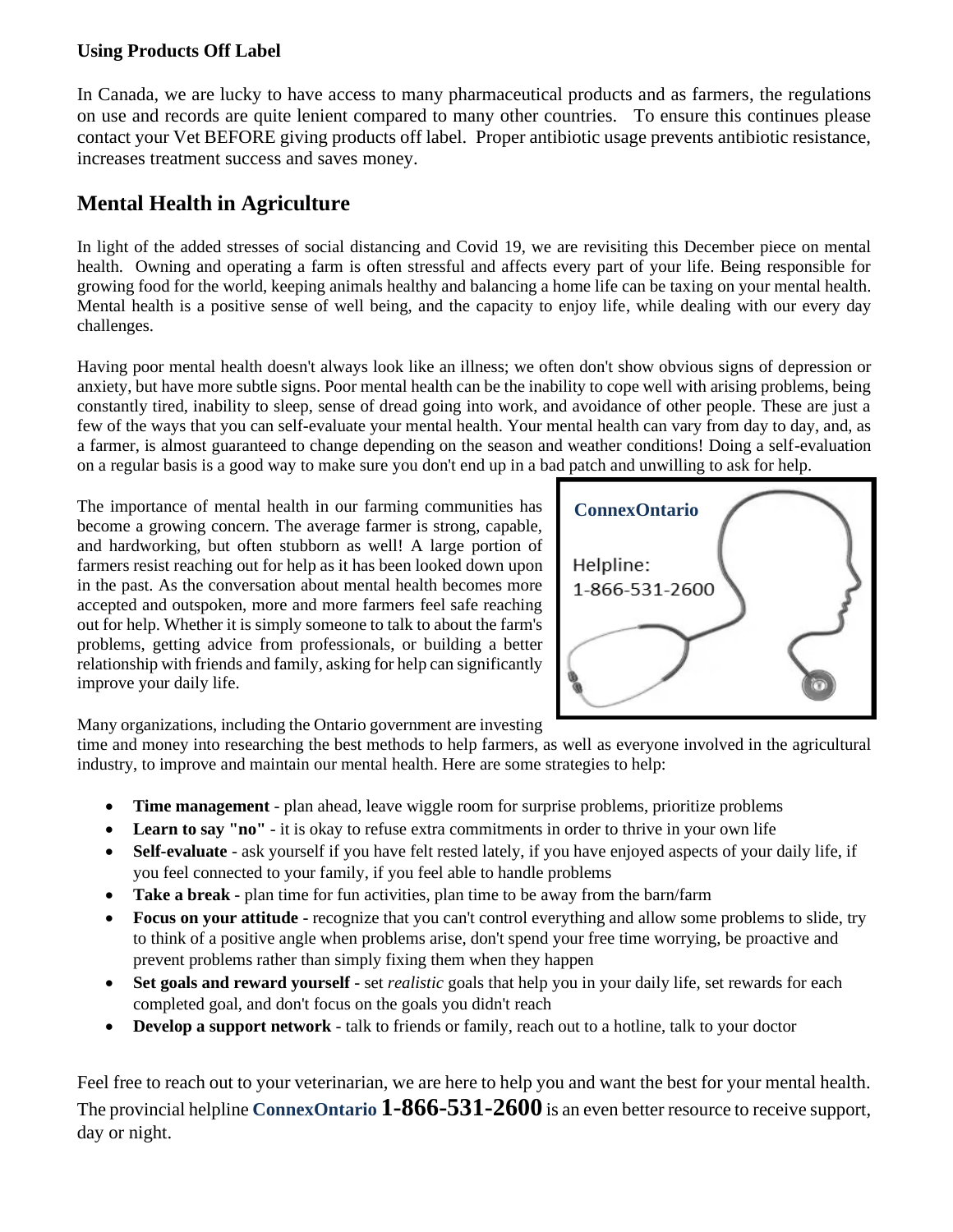**Using Products Off Label**

In Canada, we are lucky to have access to many pharmaceutical products and as farmers, the regulations on use and records are quite lenient compared to many other countries. To ensure this continues please contact your Vet BEFORE giving products off label. Proper antibiotic usage prevents antibiotic resistance, increases treatment success and saves money.

## Mental Health in Agriculture

In light of the added stresses of social distancing and Covid 19, we are revisiting this December piece on mental health. Owning and operating a farm is often stressful and affects every part of your life. Being responsible for growing food for the world, keeping animals healthy and balancing a home life can be taxing on your mental health. Mental health is a positive sense of well being, and the capacity to enjoy life, while dealing with our every day challenges.

Having poor mental health doesn't always look like an illness; we often don't show obvious signs of depression or anxiety, but have more subtle signs. Poor mental health can be the inability to cope well with arising problems, being constantly tired, inability to sleep, sense of dread going into work, and avoidance of other people. These are just a few of the ways that you can self-evaluate your mental health. Your mental health can vary from day to day, and, as a farmer, is almost guaranteed to change depending on the season and weather conditions! Doing a self-evaluation on a regular basis is a good way to make sure you don't end up in a bad patch and unwilling to ask for help.

The importance of mental health in our farming communities has become a growing concern. The average farmer is strong, capable, and hardworking, but often stubborn as well! A large portion of farmers resist reaching out for help as it has been looked down upon in the past. As the conversation about mental health becomes more accepted and outspoken, more and more farmers feel safe reaching out for help. Whether it is simply someone to talk to about the farm's problems, getting advice from professionals, or building a better relationship with friends and family, asking for help can significantly improve your daily life.

**ConnexOntario**

Helpline:
1-866-531-2600

Many organizations, including the Ontario government are investing time and money into researching the best methods to help farmers, as well as everyone involved in the agricultural industry, to improve and maintain our mental health. Here are some strategies to help:

- **Time management** - plan ahead, leave wiggle room for surprise problems, prioritize problems
- **Learn to say "no"** - it is okay to refuse extra commitments in order to thrive in your own life
- **Self-evaluate** - ask yourself if you have felt rested lately, if you have enjoyed aspects of your daily life, if you feel connected to your family, if you feel able to handle problems
- **Take a break** - plan time for fun activities, plan time to be away from the barn/farm
- **Focus on your attitude** - recognize that you can't control everything and allow some problems to slide, try to think of a positive angle when problems arise, don't spend your free time worrying, be proactive and prevent problems rather than simply fixing them when they happen
- **Set goals and reward yourself** - set *realistic* goals that help you in your daily life, set rewards for each completed goal, and don't focus on the goals you didn't reach
- **Develop a support network** - talk to friends or family, reach out to a hotline, talk to your doctor

Feel free to reach out to your veterinarian, we are here to help you and want the best for your mental health. The provincial helpline **ConnexOntario** **1-866-531-2600** is an even better resource to receive support, day or night.